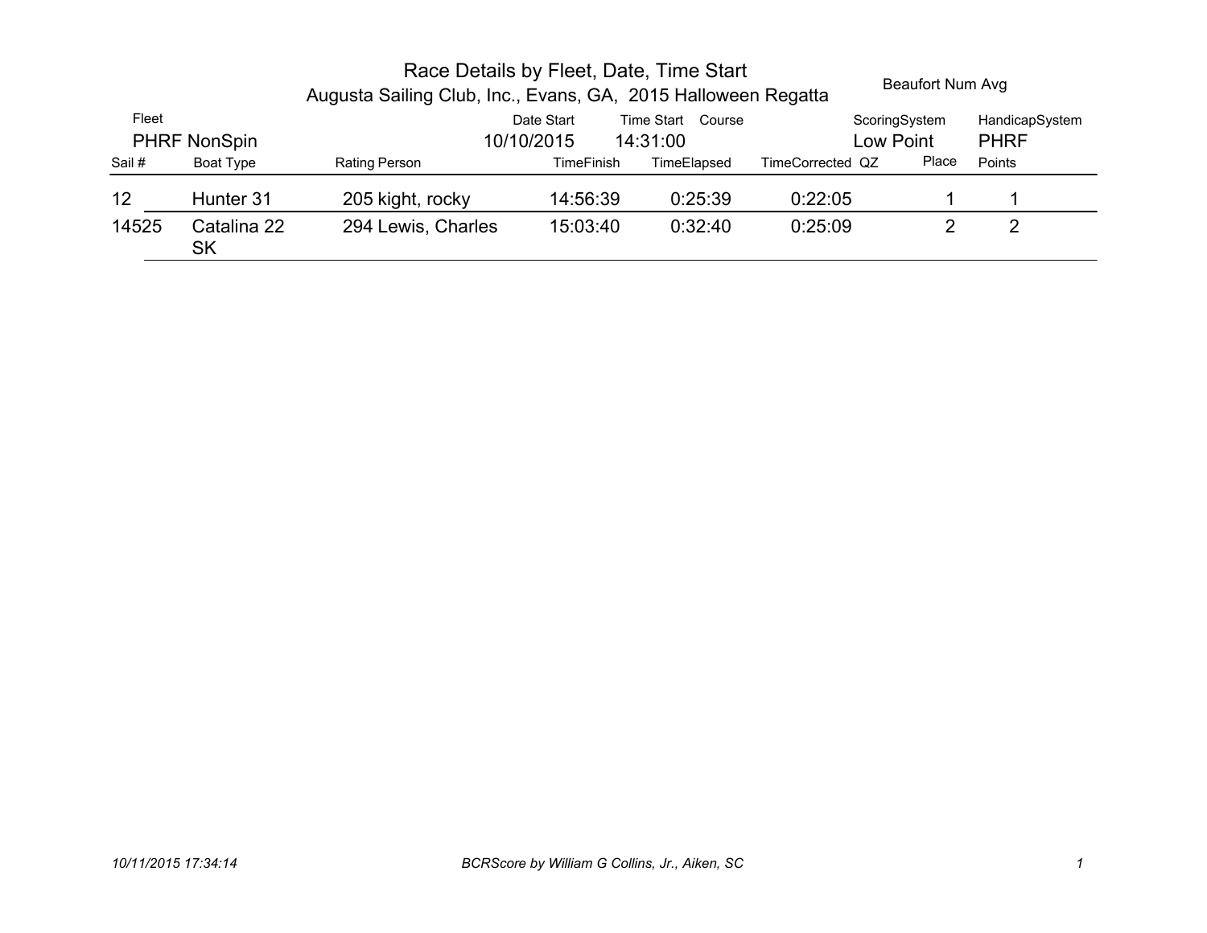# Race Details by Fleet, Date, Time Start

## Augusta Sailing Club, Inc., Evans, GA, 2015 Halloween Regatta

Beaufort Num Avg

| Fleet | Date Start | Time Start | Course | ScoringSystem | HandicapSystem |
|---|---|---|---|---|---|
| PHRF NonSpin | 10/10/2015 | 14:31:00 | | Low Point | PHRF |

| Sail # | Boat Type | Rating | Person | TimeFinish | TimeElapsed | TimeCorrected | QZ | Place | Points |
|---|---|---|---|---|---|---|---|---|---|
| 12 | Hunter 31 | 205 | kight, rocky | 14:56:39 | 0:25:39 | 0:22:05 | | 1 | 1 |
| 14525 | Catalina 22 SK | 294 | Lewis, Charles | 15:03:40 | 0:32:40 | 0:25:09 | | 2 | 2 |

*10/11/2015 17:34:14*

*BCRScore by William G Collins, Jr., Aiken, SC*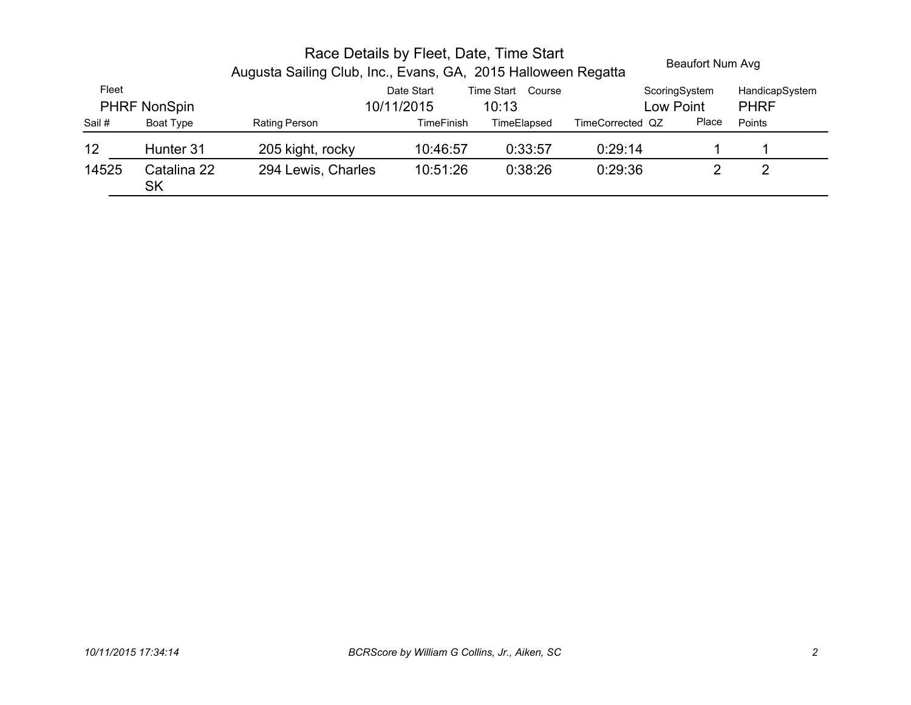# Race Details by Fleet, Date, Time Start

## Augusta Sailing Club, Inc., Evans, GA, 2015 Halloween Regatta

Beaufort Num Avg

| Fleet | Date Start | Time Start | Course | ScoringSystem | HandicapSystem |
|---|---|---|---|---|---|
| PHRF NonSpin | 10/11/2015 | 10:13 | | Low Point | PHRF |

| Sail # | Boat Type | Rating | Person | TimeFinish | TimeElapsed | TimeCorrected | QZ | Place | Points |
|---|---|---|---|---|---|---|---|---|---|
| 12 | Hunter 31 | 205 | kight, rocky | 10:46:57 | 0:33:57 | 0:29:14 | | 1 | 1 |
| 14525 | Catalina 22 SK | 294 | Lewis, Charles | 10:51:26 | 0:38:26 | 0:29:36 | | 2 | 2 |

*10/11/2015 17:34:14* *BCRScore by William G Collins, Jr., Aiken, SC*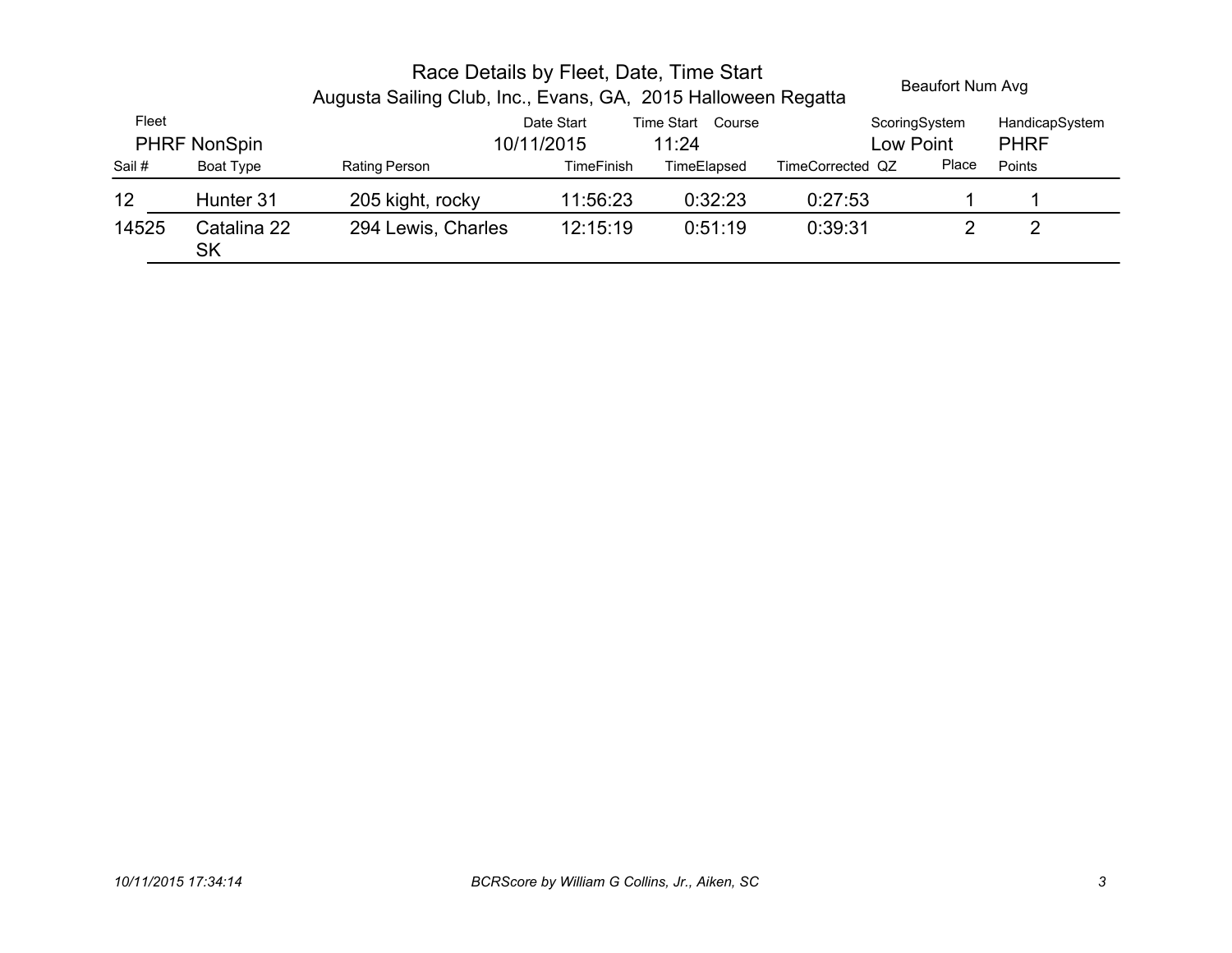# Race Details by Fleet, Date, Time Start

Augusta Sailing Club, Inc., Evans, GA, 2015 Halloween Regatta

Beaufort Num Avg

| Fleet | Date Start | Time Start | Course | ScoringSystem | HandicapSystem |
|---|---|---|---|---|---|
| PHRF NonSpin | 10/11/2015 | 11:24 | | Low Point | PHRF |

| Sail # | Boat Type | Rating Person | TimeFinish | TimeElapsed | TimeCorrected | QZ | Place | Points |
|---|---|---|---|---|---|---|---|---|
| 12 | Hunter 31 | 205 kight, rocky | 11:56:23 | 0:32:23 | 0:27:53 | | 1 | 1 |
| 14525 | Catalina 22 SK | 294 Lewis, Charles | 12:15:19 | 0:51:19 | 0:39:31 | | 2 | 2 |

*10/11/2015 17:34:14* *BCRScore by William G Collins, Jr., Aiken, SC*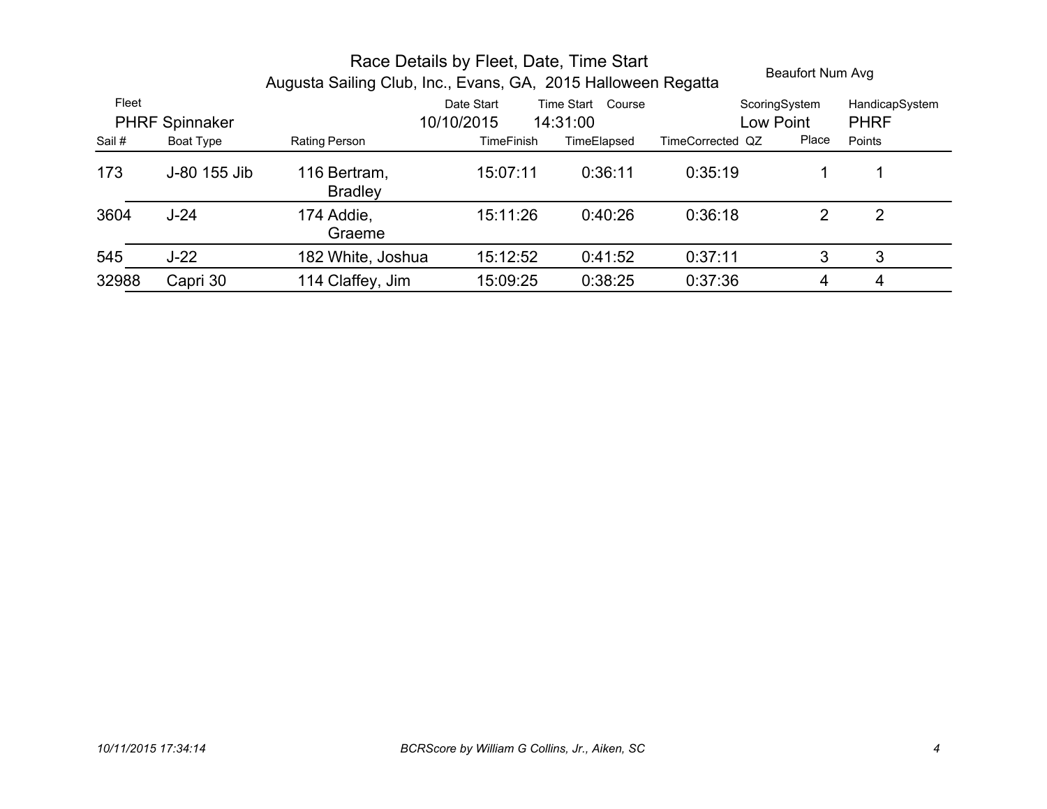# Race Details by Fleet, Date, Time Start

## Augusta Sailing Club, Inc., Evans, GA, 2015 Halloween Regatta

Beaufort Num Avg

| Fleet | Date Start | Time Start | Course | ScoringSystem | HandicapSystem |
| --- | --- | --- | --- | --- | --- |
| PHRF Spinnaker | 10/10/2015 | 14:31:00 | | Low Point | PHRF |

| Sail # | Boat Type | Rating | Person | TimeFinish | TimeElapsed | TimeCorrected | QZ | Place | Points |
| --- | --- | --- | --- | --- | --- | --- | --- | --- | --- |
| 173 | J-80 155 Jib | 116 | Bertram, Bradley | 15:07:11 | 0:36:11 | 0:35:19 | | 1 | 1 |
| 3604 | J-24 | 174 | Addie, Graeme | 15:11:26 | 0:40:26 | 0:36:18 | | 2 | 2 |
| 545 | J-22 | 182 | White, Joshua | 15:12:52 | 0:41:52 | 0:37:11 | | 3 | 3 |
| 32988 | Capri 30 | 114 | Claffey, Jim | 15:09:25 | 0:38:25 | 0:37:36 | | 4 | 4 |

*10/11/2015 17:34:14* *BCRScore by William G Collins, Jr., Aiken, SC*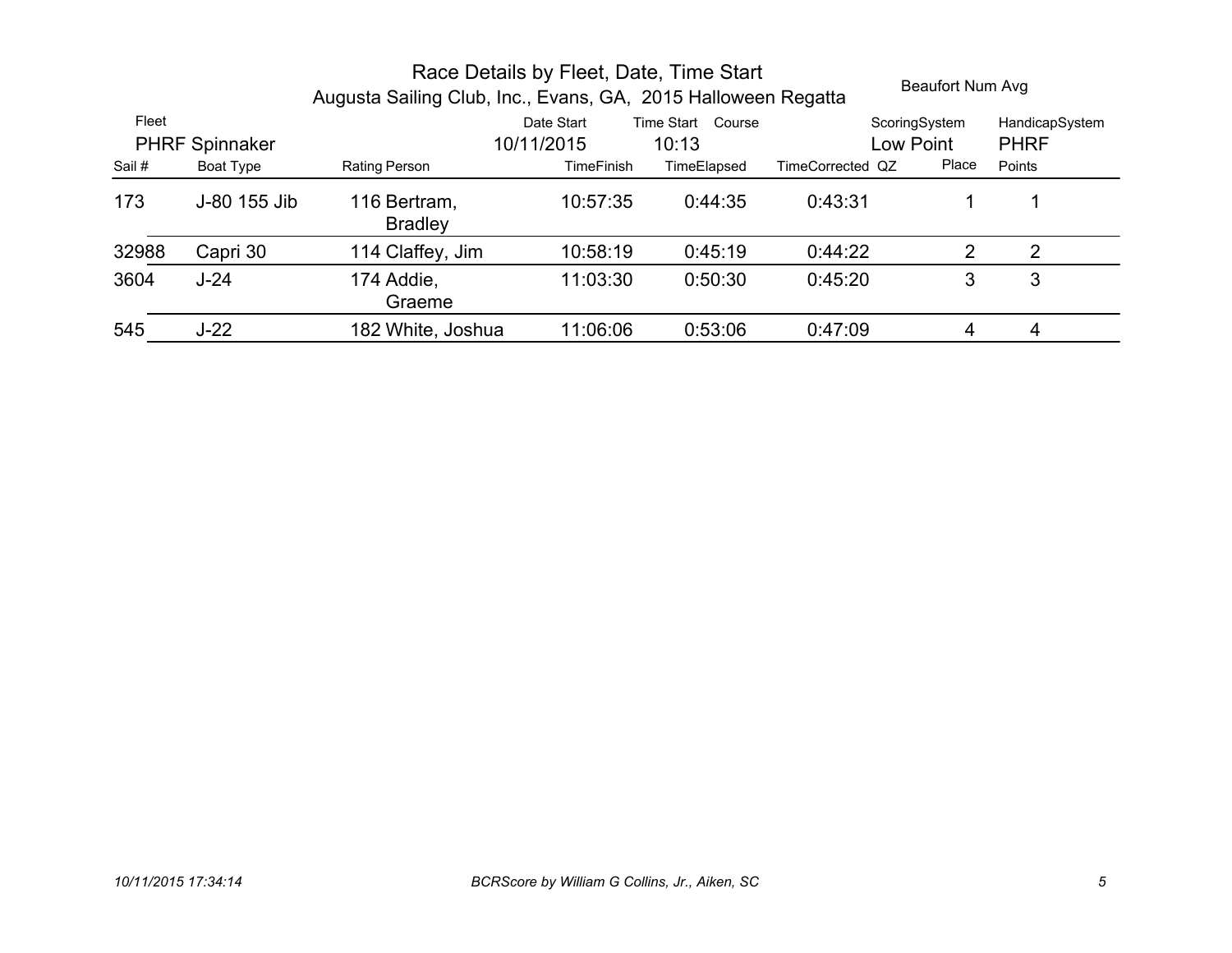# Race Details by Fleet, Date, Time Start

## Augusta Sailing Club, Inc., Evans, GA, 2015 Halloween Regatta

Beaufort Num Avg

| Fleet | Date Start | Time Start | Course | ScoringSystem | HandicapSystem |
|---|---|---|---|---|---|
| PHRF Spinnaker | 10/11/2015 | 10:13 | | Low Point | PHRF |

| Sail # | Boat Type | Rating | Person | TimeFinish | TimeElapsed | TimeCorrected | QZ | Place | Points |
|---|---|---|---|---|---|---|---|---|---|
| 173 | J-80 155 Jib | 116 | Bertram, Bradley | 10:57:35 | 0:44:35 | 0:43:31 | | 1 | 1 |
| 32988 | Capri 30 | 114 | Claffey, Jim | 10:58:19 | 0:45:19 | 0:44:22 | | 2 | 2 |
| 3604 | J-24 | 174 | Addie, Graeme | 11:03:30 | 0:50:30 | 0:45:20 | | 3 | 3 |
| 545 | J-22 | 182 | White, Joshua | 11:06:06 | 0:53:06 | 0:47:09 | | 4 | 4 |

*10/11/2015 17:34:14* *BCRScore by William G Collins, Jr., Aiken, SC*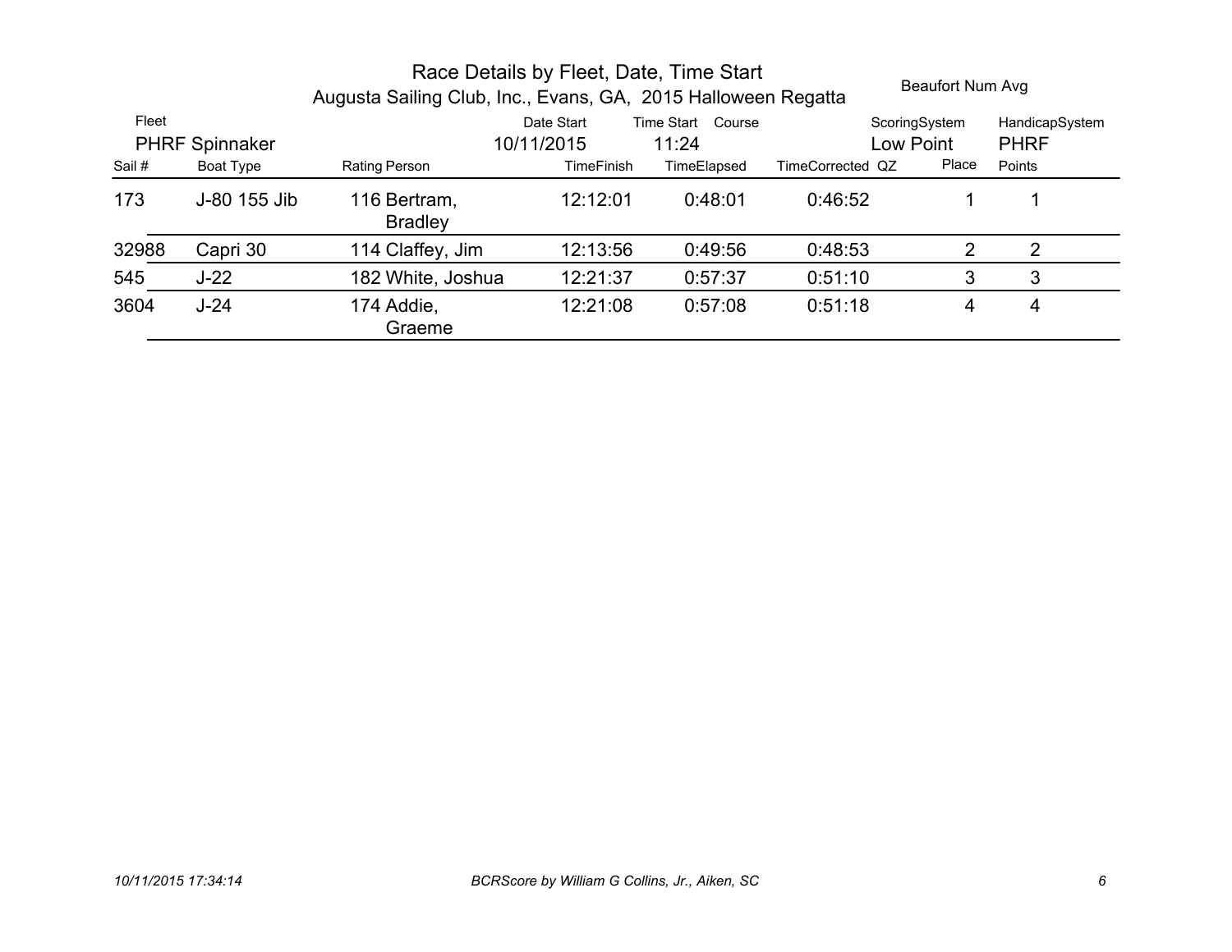# Race Details by Fleet, Date, Time Start

Augusta Sailing Club, Inc., Evans, GA, 2015 Halloween Regatta

Beaufort Num Avg

| Fleet | Date Start | Time Start | Course | ScoringSystem | HandicapSystem |
|---|---|---|---|---|---|
| PHRF Spinnaker | 10/11/2015 | 11:24 | | Low Point | PHRF |

| Sail # | Boat Type | Rating | Person | TimeFinish | TimeElapsed | TimeCorrected | QZ | Place | Points |
|---|---|---|---|---|---|---|---|---|---|
| 173 | J-80 155 Jib | 116 | Bertram, Bradley | 12:12:01 | 0:48:01 | 0:46:52 | | 1 | 1 |
| 32988 | Capri 30 | 114 | Claffey, Jim | 12:13:56 | 0:49:56 | 0:48:53 | | 2 | 2 |
| 545 | J-22 | 182 | White, Joshua | 12:21:37 | 0:57:37 | 0:51:10 | | 3 | 3 |
| 3604 | J-24 | 174 | Addie, Graeme | 12:21:08 | 0:57:08 | 0:51:18 | | 4 | 4 |

*10/11/2015 17:34:14* *BCRScore by William G Collins, Jr., Aiken, SC*